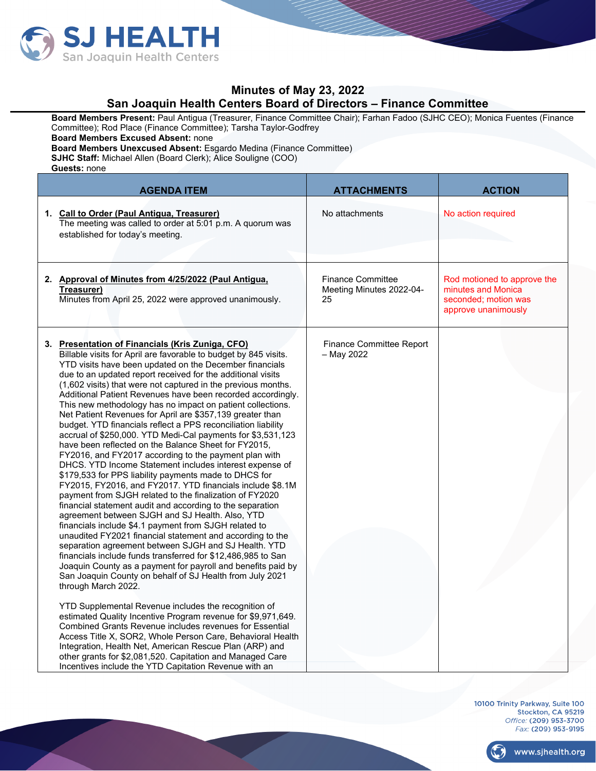# Minutes of May 23, 2022
## San Joaquin Health Centers Board of Directors – Finance Committee

**Board Members Present:** Paul Antigua (Treasurer, Finance Committee Chair); Farhan Fadoo (SJHC CEO); Monica Fuentes (Finance Committee); Rod Place (Finance Committee); Tarsha Taylor-Godfrey
**Board Members Excused Absent:** none
**Board Members Unexcused Absent:** Esgardo Medina (Finance Committee)
**SJHC Staff:** Michael Allen (Board Clerk); Alice Souligne (COO)
**Guests:** none

| AGENDA ITEM | ATTACHMENTS | ACTION |
|---|---|---|
| **1. Call to Order (Paul Antigua, Treasurer)**<br>The meeting was called to order at 5:01 p.m. A quorum was established for today's meeting. | No attachments | No action required |
| **2. Approval of Minutes from 4/25/2022 (Paul Antigua, Treasurer)**<br>Minutes from April 25, 2022 were approved unanimously. | Finance Committee Meeting Minutes 2022-04-25 | Rod motioned to approve the minutes and Monica seconded; motion was approve unanimously |
| **3. Presentation of Financials (Kris Zuniga, CFO)**<br>Billable visits for April are favorable to budget by 845 visits. YTD visits have been updated on the December financials due to an updated report received for the additional visits (1,602 visits) that were not captured in the previous months. Additional Patient Revenues have been recorded accordingly. This new methodology has no impact on patient collections. Net Patient Revenues for April are $357,139 greater than budget. YTD financials reflect a PPS reconciliation liability accrual of $250,000. YTD Medi-Cal payments for $3,531,123 have been reflected on the Balance Sheet for FY2015, FY2016, and FY2017 according to the payment plan with DHCS. YTD Income Statement includes interest expense of $179,533 for PPS liability payments made to DHCS for FY2015, FY2016, and FY2017. YTD financials include $8.1M payment from SJGH related to the finalization of FY2020 financial statement audit and according to the separation agreement between SJGH and SJ Health. Also, YTD financials include $4.1 payment from SJGH related to unaudited FY2021 financial statement and according to the separation agreement between SJGH and SJ Health. YTD financials include funds transferred for $12,486,985 to San Joaquin County as a payment for payroll and benefits paid by San Joaquin County on behalf of SJ Health from July 2021 through March 2022.<br><br>YTD Supplemental Revenue includes the recognition of estimated Quality Incentive Program revenue for $9,971,649. Combined Grants Revenue includes revenues for Essential Access Title X, SOR2, Whole Person Care, Behavioral Health Integration, Health Net, American Rescue Plan (ARP) and other grants for $2,081,520. Capitation and Managed Care Incentives include the YTD Capitation Revenue with an | Finance Committee Report – May 2022 | |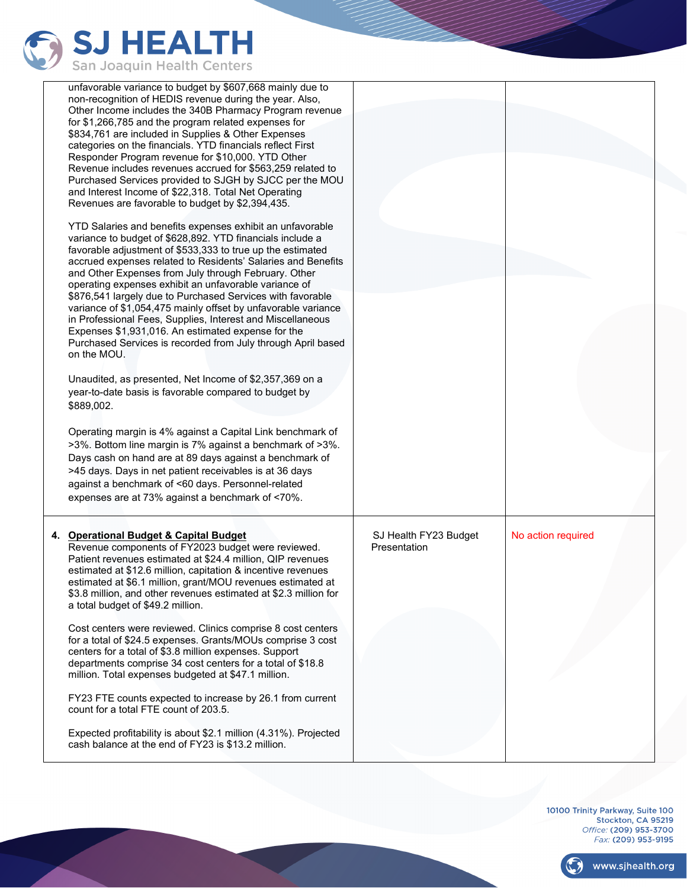| | | |
|---|---|---|
| unfavorable variance to budget by $607,668 mainly due to non-recognition of HEDIS revenue during the year. Also, Other Income includes the 340B Pharmacy Program revenue for $1,266,785 and the program related expenses for $834,761 are included in Supplies & Other Expenses categories on the financials. YTD financials reflect First Responder Program revenue for $10,000. YTD Other Revenue includes revenues accrued for $563,259 related to Purchased Services provided to SJGH by SJCC per the MOU and Interest Income of $22,318. Total Net Operating Revenues are favorable to budget by $2,394,435.<br><br>YTD Salaries and benefits expenses exhibit an unfavorable variance to budget of $628,892. YTD financials include a favorable adjustment of $533,333 to true up the estimated accrued expenses related to Residents' Salaries and Benefits and Other Expenses from July through February. Other operating expenses exhibit an unfavorable variance of $876,541 largely due to Purchased Services with favorable variance of $1,054,475 mainly offset by unfavorable variance in Professional Fees, Supplies, Interest and Miscellaneous Expenses $1,931,016. An estimated expense for the Purchased Services is recorded from July through April based on the MOU.<br><br>Unaudited, as presented, Net Income of $2,357,369 on a year-to-date basis is favorable compared to budget by $889,002.<br><br>Operating margin is 4% against a Capital Link benchmark of >3%. Bottom line margin is 7% against a benchmark of >3%. Days cash on hand are at 89 days against a benchmark of >45 days. Days in net patient receivables is at 36 days against a benchmark of <60 days. Personnel-related expenses are at 73% against a benchmark of <70%. | | |
| **4. Operational Budget & Capital Budget**<br>Revenue components of FY2023 budget were reviewed. Patient revenues estimated at $24.4 million, QIP revenues estimated at $12.6 million, capitation & incentive revenues estimated at $6.1 million, grant/MOU revenues estimated at $3.8 million, and other revenues estimated at $2.3 million for a total budget of $49.2 million.<br><br>Cost centers were reviewed. Clinics comprise 8 cost centers for a total of $24.5 expenses. Grants/MOUs comprise 3 cost centers for a total of $3.8 million expenses. Support departments comprise 34 cost centers for a total of $18.8 million. Total expenses budgeted at $47.1 million.<br><br>FY23 FTE counts expected to increase by 26.1 from current count for a total FTE count of 203.5.<br><br>Expected profitability is about $2.1 million (4.31%). Projected cash balance at the end of FY23 is $13.2 million. | SJ Health FY23 Budget Presentation | No action required |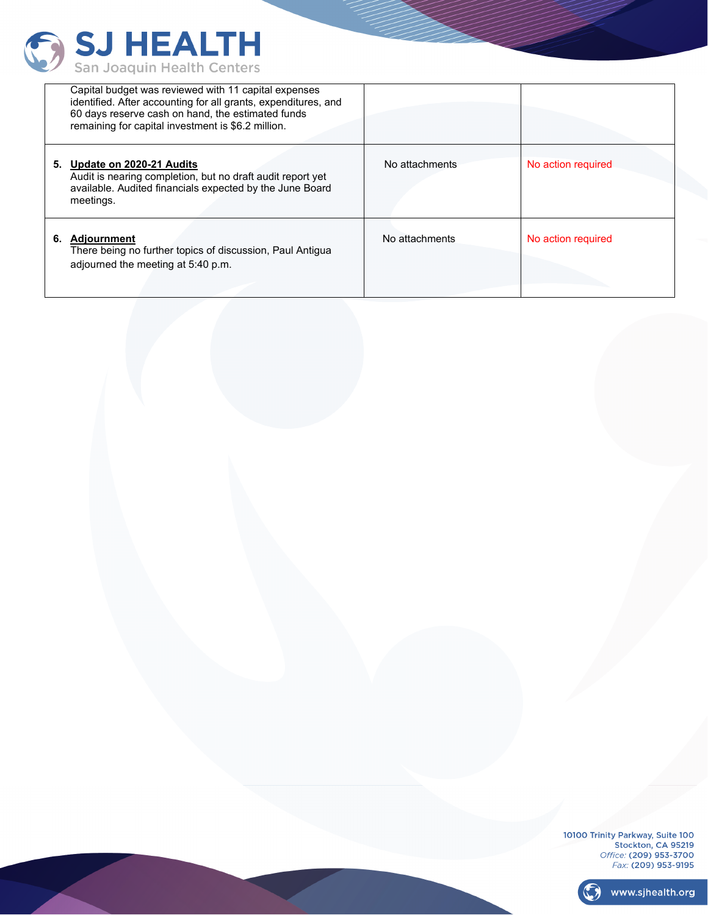| | | |
|---|---|---|
| Capital budget was reviewed with 11 capital expenses identified. After accounting for all grants, expenditures, and 60 days reserve cash on hand, the estimated funds remaining for capital investment is $6.2 million. | | |
| 5. **Update on 2020-21 Audits** Audit is nearing completion, but no draft audit report yet available. Audited financials expected by the June Board meetings. | No attachments | No action required |
| 6. **Adjournment** There being no further topics of discussion, Paul Antigua adjourned the meeting at 5:40 p.m. | No attachments | No action required |